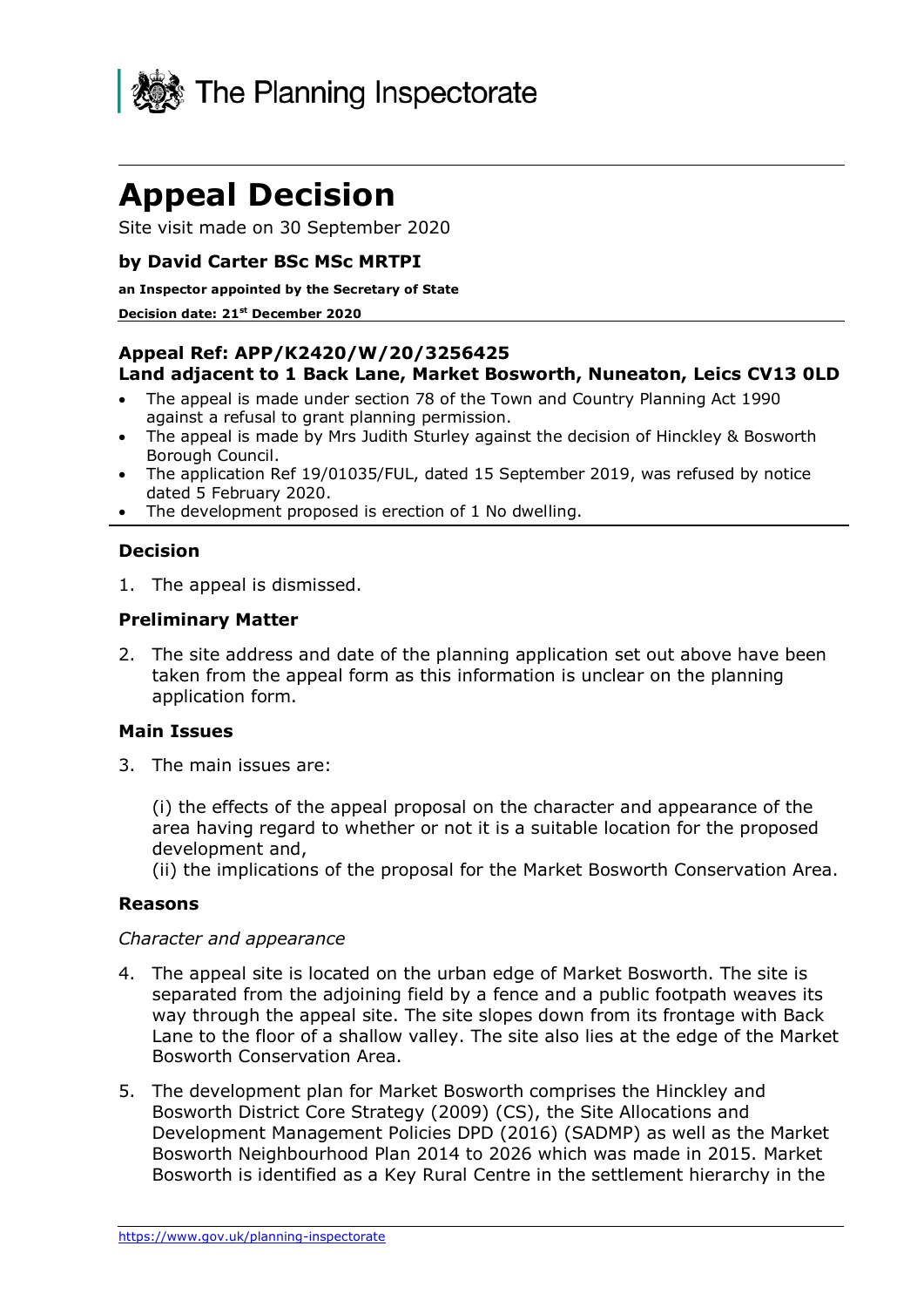The Planning Inspectorate

# Appeal Decision

Site visit made on 30 September 2020

**by David Carter BSc MSc MRTPI**

**an Inspector appointed by the Secretary of State**

**Decision date: 21st December 2020**

**Appeal Ref: APP/K2420/W/20/3256425**
**Land adjacent to 1 Back Lane, Market Bosworth, Nuneaton, Leics CV13 0LD**

- The appeal is made under section 78 of the Town and Country Planning Act 1990 against a refusal to grant planning permission.
- The appeal is made by Mrs Judith Sturley against the decision of Hinckley & Bosworth Borough Council.
- The application Ref 19/01035/FUL, dated 15 September 2019, was refused by notice dated 5 February 2020.
- The development proposed is erection of 1 No dwelling.

## Decision

1. The appeal is dismissed.

## Preliminary Matter

2. The site address and date of the planning application set out above have been taken from the appeal form as this information is unclear on the planning application form.

## Main Issues

3. The main issues are:

   (i) the effects of the appeal proposal on the character and appearance of the area having regard to whether or not it is a suitable location for the proposed development and,
   (ii) the implications of the proposal for the Market Bosworth Conservation Area.

## Reasons

*Character and appearance*

4. The appeal site is located on the urban edge of Market Bosworth. The site is separated from the adjoining field by a fence and a public footpath weaves its way through the appeal site. The site slopes down from its frontage with Back Lane to the floor of a shallow valley. The site also lies at the edge of the Market Bosworth Conservation Area.

5. The development plan for Market Bosworth comprises the Hinckley and Bosworth District Core Strategy (2009) (CS), the Site Allocations and Development Management Policies DPD (2016) (SADMP) as well as the Market Bosworth Neighbourhood Plan 2014 to 2026 which was made in 2015. Market Bosworth is identified as a Key Rural Centre in the settlement hierarchy in the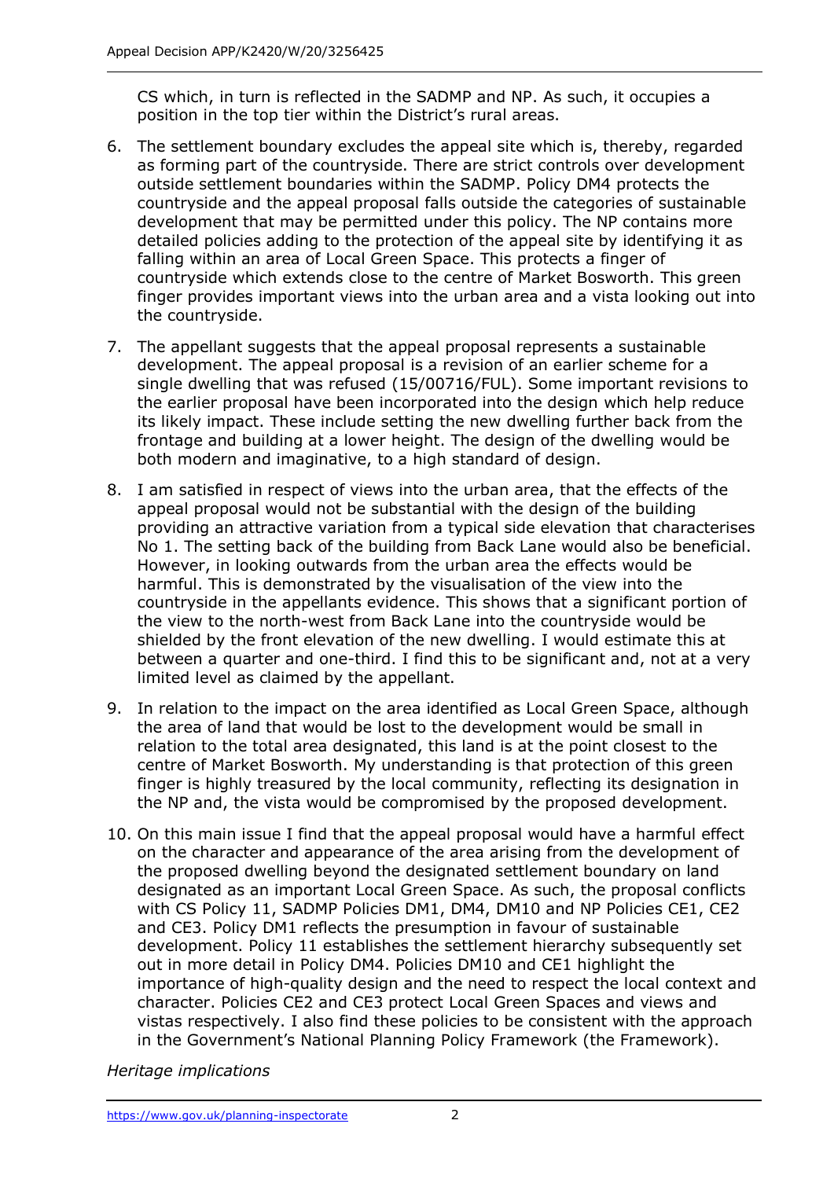CS which, in turn is reflected in the SADMP and NP. As such, it occupies a position in the top tier within the District's rural areas.

6. The settlement boundary excludes the appeal site which is, thereby, regarded as forming part of the countryside. There are strict controls over development outside settlement boundaries within the SADMP. Policy DM4 protects the countryside and the appeal proposal falls outside the categories of sustainable development that may be permitted under this policy. The NP contains more detailed policies adding to the protection of the appeal site by identifying it as falling within an area of Local Green Space. This protects a finger of countryside which extends close to the centre of Market Bosworth. This green finger provides important views into the urban area and a vista looking out into the countryside.

7. The appellant suggests that the appeal proposal represents a sustainable development. The appeal proposal is a revision of an earlier scheme for a single dwelling that was refused (15/00716/FUL). Some important revisions to the earlier proposal have been incorporated into the design which help reduce its likely impact. These include setting the new dwelling further back from the frontage and building at a lower height. The design of the dwelling would be both modern and imaginative, to a high standard of design.

8. I am satisfied in respect of views into the urban area, that the effects of the appeal proposal would not be substantial with the design of the building providing an attractive variation from a typical side elevation that characterises No 1. The setting back of the building from Back Lane would also be beneficial. However, in looking outwards from the urban area the effects would be harmful. This is demonstrated by the visualisation of the view into the countryside in the appellants evidence. This shows that a significant portion of the view to the north-west from Back Lane into the countryside would be shielded by the front elevation of the new dwelling. I would estimate this at between a quarter and one-third. I find this to be significant and, not at a very limited level as claimed by the appellant.

9. In relation to the impact on the area identified as Local Green Space, although the area of land that would be lost to the development would be small in relation to the total area designated, this land is at the point closest to the centre of Market Bosworth. My understanding is that protection of this green finger is highly treasured by the local community, reflecting its designation in the NP and, the vista would be compromised by the proposed development.

10. On this main issue I find that the appeal proposal would have a harmful effect on the character and appearance of the area arising from the development of the proposed dwelling beyond the designated settlement boundary on land designated as an important Local Green Space. As such, the proposal conflicts with CS Policy 11, SADMP Policies DM1, DM4, DM10 and NP Policies CE1, CE2 and CE3. Policy DM1 reflects the presumption in favour of sustainable development. Policy 11 establishes the settlement hierarchy subsequently set out in more detail in Policy DM4. Policies DM10 and CE1 highlight the importance of high-quality design and the need to respect the local context and character. Policies CE2 and CE3 protect Local Green Spaces and views and vistas respectively. I also find these policies to be consistent with the approach in the Government's National Planning Policy Framework (the Framework).

*Heritage implications*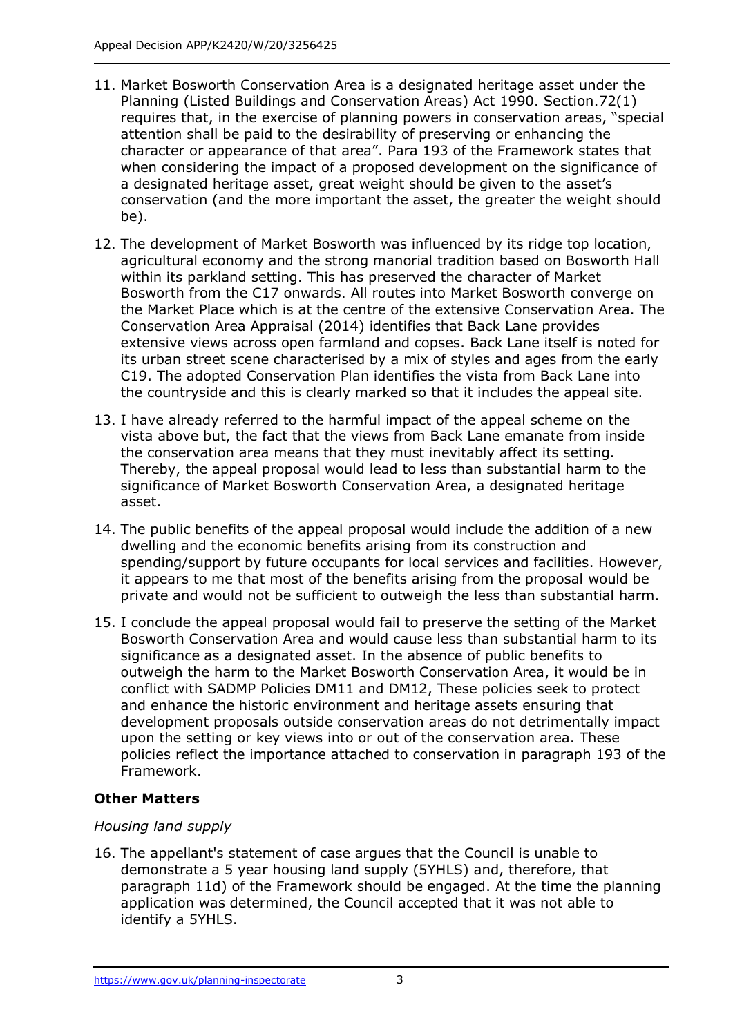11. Market Bosworth Conservation Area is a designated heritage asset under the Planning (Listed Buildings and Conservation Areas) Act 1990. Section.72(1) requires that, in the exercise of planning powers in conservation areas, "special attention shall be paid to the desirability of preserving or enhancing the character or appearance of that area". Para 193 of the Framework states that when considering the impact of a proposed development on the significance of a designated heritage asset, great weight should be given to the asset's conservation (and the more important the asset, the greater the weight should be).

12. The development of Market Bosworth was influenced by its ridge top location, agricultural economy and the strong manorial tradition based on Bosworth Hall within its parkland setting. This has preserved the character of Market Bosworth from the C17 onwards. All routes into Market Bosworth converge on the Market Place which is at the centre of the extensive Conservation Area. The Conservation Area Appraisal (2014) identifies that Back Lane provides extensive views across open farmland and copses. Back Lane itself is noted for its urban street scene characterised by a mix of styles and ages from the early C19. The adopted Conservation Plan identifies the vista from Back Lane into the countryside and this is clearly marked so that it includes the appeal site.

13. I have already referred to the harmful impact of the appeal scheme on the vista above but, the fact that the views from Back Lane emanate from inside the conservation area means that they must inevitably affect its setting. Thereby, the appeal proposal would lead to less than substantial harm to the significance of Market Bosworth Conservation Area, a designated heritage asset.

14. The public benefits of the appeal proposal would include the addition of a new dwelling and the economic benefits arising from its construction and spending/support by future occupants for local services and facilities. However, it appears to me that most of the benefits arising from the proposal would be private and would not be sufficient to outweigh the less than substantial harm.

15. I conclude the appeal proposal would fail to preserve the setting of the Market Bosworth Conservation Area and would cause less than substantial harm to its significance as a designated asset. In the absence of public benefits to outweigh the harm to the Market Bosworth Conservation Area, it would be in conflict with SADMP Policies DM11 and DM12, These policies seek to protect and enhance the historic environment and heritage assets ensuring that development proposals outside conservation areas do not detrimentally impact upon the setting or key views into or out of the conservation area. These policies reflect the importance attached to conservation in paragraph 193 of the Framework.

**Other Matters**

*Housing land supply*

16. The appellant's statement of case argues that the Council is unable to demonstrate a 5 year housing land supply (5YHLS) and, therefore, that paragraph 11d) of the Framework should be engaged. At the time the planning application was determined, the Council accepted that it was not able to identify a 5YHLS.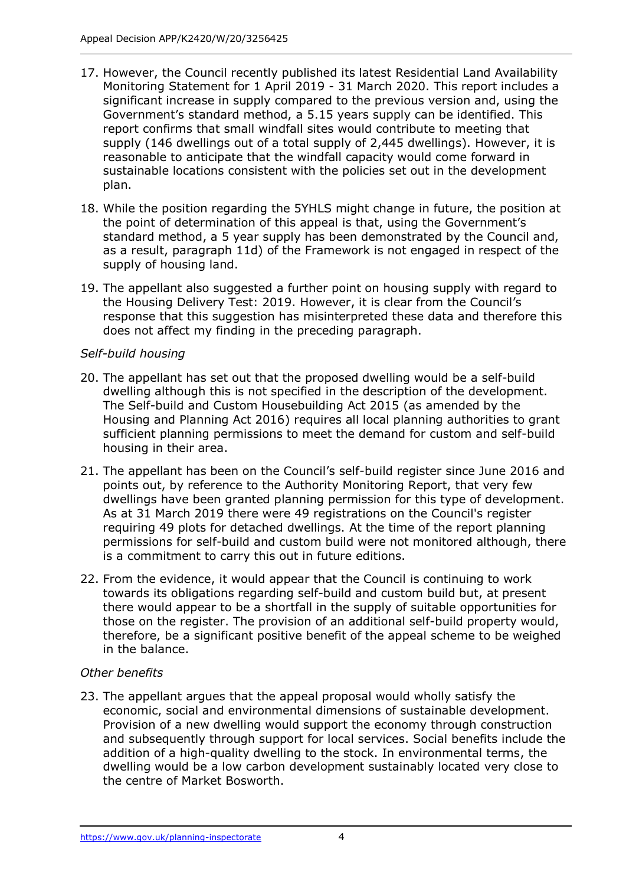17. However, the Council recently published its latest Residential Land Availability Monitoring Statement for 1 April 2019 - 31 March 2020. This report includes a significant increase in supply compared to the previous version and, using the Government's standard method, a 5.15 years supply can be identified. This report confirms that small windfall sites would contribute to meeting that supply (146 dwellings out of a total supply of 2,445 dwellings). However, it is reasonable to anticipate that the windfall capacity would come forward in sustainable locations consistent with the policies set out in the development plan.

18. While the position regarding the 5YHLS might change in future, the position at the point of determination of this appeal is that, using the Government's standard method, a 5 year supply has been demonstrated by the Council and, as a result, paragraph 11d) of the Framework is not engaged in respect of the supply of housing land.

19. The appellant also suggested a further point on housing supply with regard to the Housing Delivery Test: 2019. However, it is clear from the Council's response that this suggestion has misinterpreted these data and therefore this does not affect my finding in the preceding paragraph.

*Self-build housing*

20. The appellant has set out that the proposed dwelling would be a self-build dwelling although this is not specified in the description of the development. The Self-build and Custom Housebuilding Act 2015 (as amended by the Housing and Planning Act 2016) requires all local planning authorities to grant sufficient planning permissions to meet the demand for custom and self-build housing in their area.

21. The appellant has been on the Council's self-build register since June 2016 and points out, by reference to the Authority Monitoring Report, that very few dwellings have been granted planning permission for this type of development. As at 31 March 2019 there were 49 registrations on the Council's register requiring 49 plots for detached dwellings. At the time of the report planning permissions for self-build and custom build were not monitored although, there is a commitment to carry this out in future editions.

22. From the evidence, it would appear that the Council is continuing to work towards its obligations regarding self-build and custom build but, at present there would appear to be a shortfall in the supply of suitable opportunities for those on the register. The provision of an additional self-build property would, therefore, be a significant positive benefit of the appeal scheme to be weighed in the balance.

*Other benefits*

23. The appellant argues that the appeal proposal would wholly satisfy the economic, social and environmental dimensions of sustainable development. Provision of a new dwelling would support the economy through construction and subsequently through support for local services. Social benefits include the addition of a high-quality dwelling to the stock. In environmental terms, the dwelling would be a low carbon development sustainably located very close to the centre of Market Bosworth.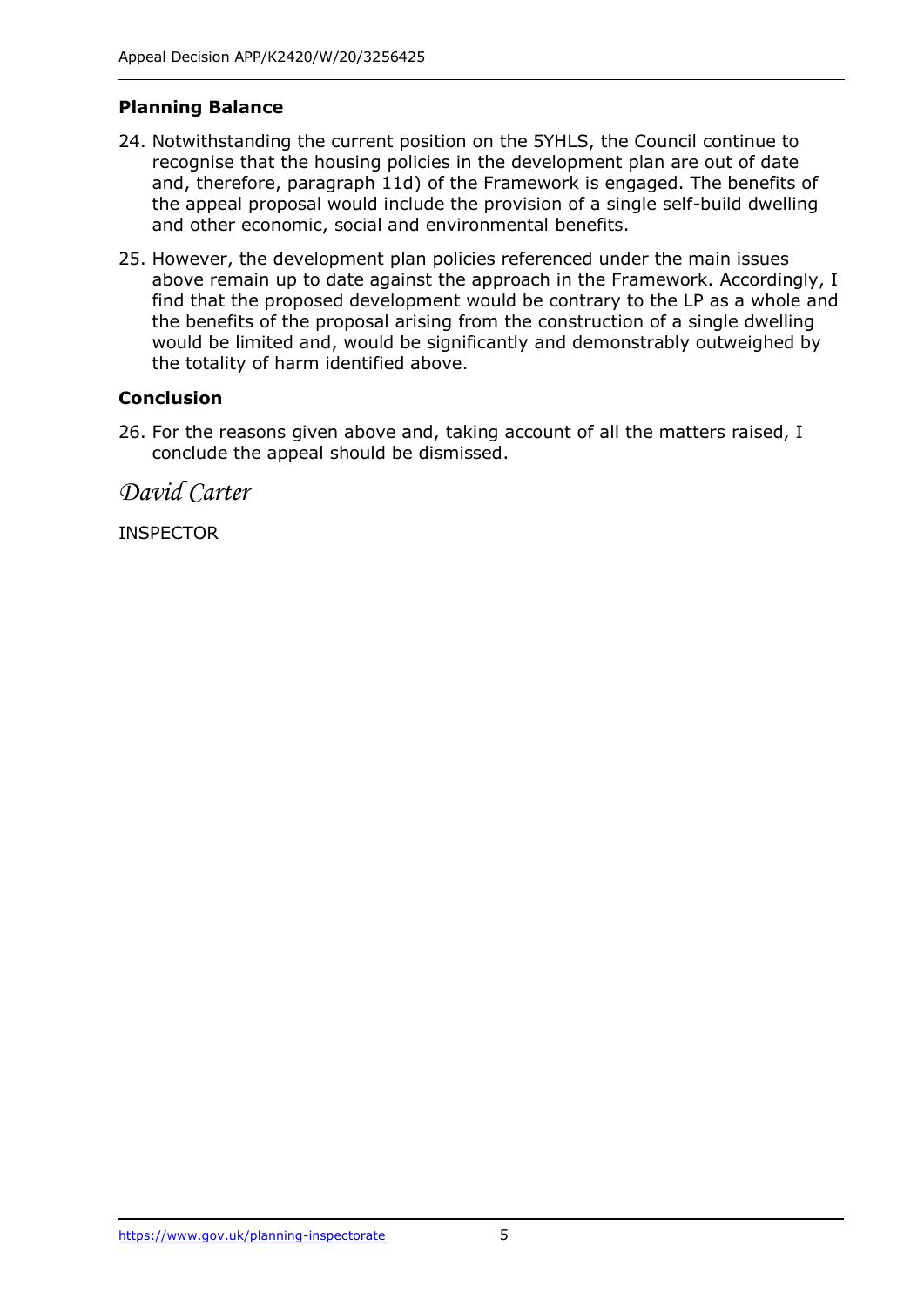### Planning Balance

24. Notwithstanding the current position on the 5YHLS, the Council continue to recognise that the housing policies in the development plan are out of date and, therefore, paragraph 11d) of the Framework is engaged. The benefits of the appeal proposal would include the provision of a single self-build dwelling and other economic, social and environmental benefits.

25. However, the development plan policies referenced under the main issues above remain up to date against the approach in the Framework. Accordingly, I find that the proposed development would be contrary to the LP as a whole and the benefits of the proposal arising from the construction of a single dwelling would be limited and, would be significantly and demonstrably outweighed by the totality of harm identified above.

### Conclusion

26. For the reasons given above and, taking account of all the matters raised, I conclude the appeal should be dismissed.

*David Carter*

INSPECTOR